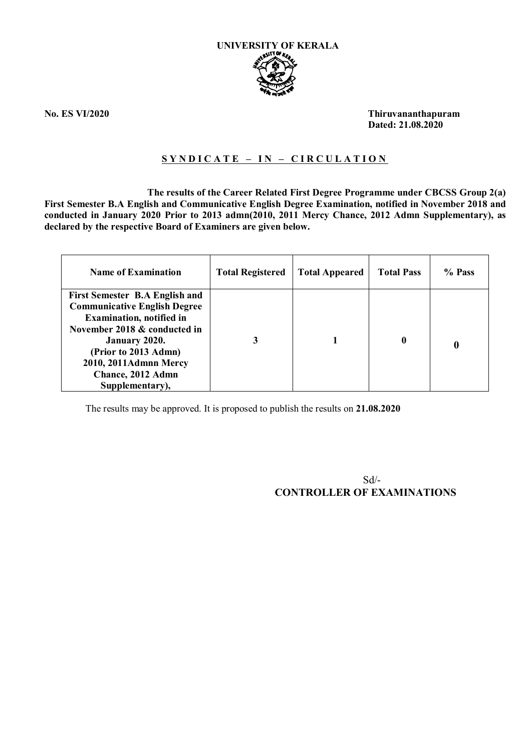**UNIVERSITY OF KERALA**

**No. ES VI/2020** **Thiruvananthapuram**
**Dated: 21.08.2020**

**S Y N D I C A T E – I N – C I R C U L A T I O N**

**The results of the Career Related First Degree Programme under CBCSS Group 2(a) First Semester B.A English and Communicative English Degree Examination, notified in November 2018 and conducted in January 2020 Prior to 2013 admn(2010, 2011 Mercy Chance, 2012 Admn Supplementary), as declared by the respective Board of Examiners are given below.**

| Name of Examination | Total Registered | Total Appeared | Total Pass | % Pass |
|---|---|---|---|---|
| **First Semester B.A English and Communicative English Degree Examination, notified in November 2018 & conducted in January 2020. (Prior to 2013 Admn) 2010, 2011Admnn Mercy Chance, 2012 Admn Supplementary),** | **3** | **1** | **0** | **0** |

The results may be approved. It is proposed to publish the results on **21.08.2020**

Sd/-
**CONTROLLER OF EXAMINATIONS**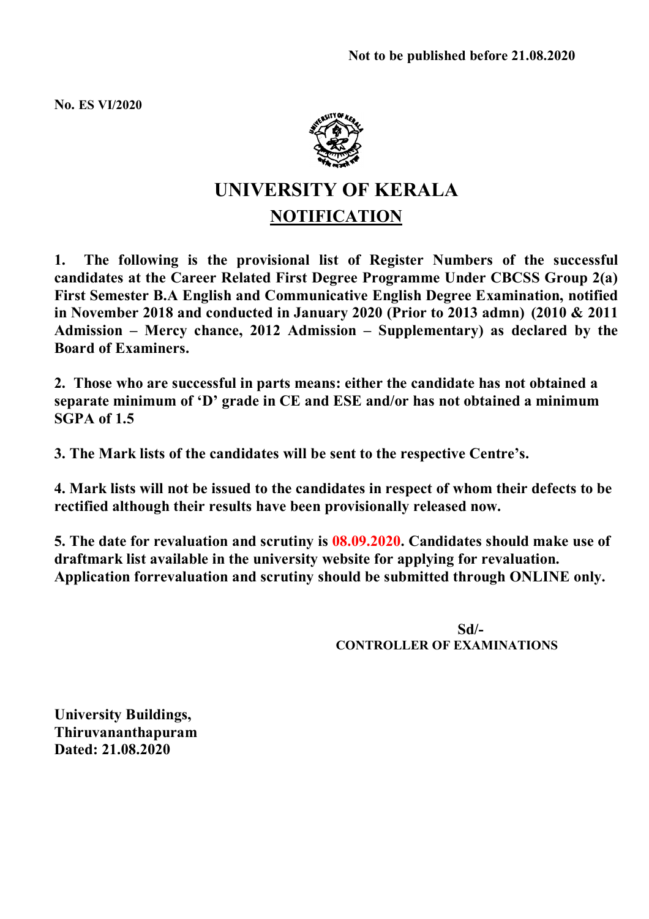**Not to be published before 21.08.2020**

**No. ES VI/2020**

# UNIVERSITY OF KERALA

## NOTIFICATION

**1. The following is the provisional list of Register Numbers of the successful candidates at the Career Related First Degree Programme Under CBCSS Group 2(a) First Semester B.A English and Communicative English Degree Examination, notified in November 2018 and conducted in January 2020 (Prior to 2013 admn) (2010 & 2011 Admission – Mercy chance, 2012 Admission – Supplementary) as declared by the Board of Examiners.**

**2. Those who are successful in parts means: either the candidate has not obtained a separate minimum of 'D' grade in CE and ESE and/or has not obtained a minimum SGPA of 1.5**

**3. The Mark lists of the candidates will be sent to the respective Centre's.**

**4. Mark lists will not be issued to the candidates in respect of whom their defects to be rectified although their results have been provisionally released now.**

**5. The date for revaluation and scrutiny is 08.09.2020. Candidates should make use of draftmark list available in the university website for applying for revaluation. Application forrevaluation and scrutiny should be submitted through ONLINE only.**

**Sd/-**
**CONTROLLER OF EXAMINATIONS**

**University Buildings,**
**Thiruvananthapuram**
**Dated: 21.08.2020**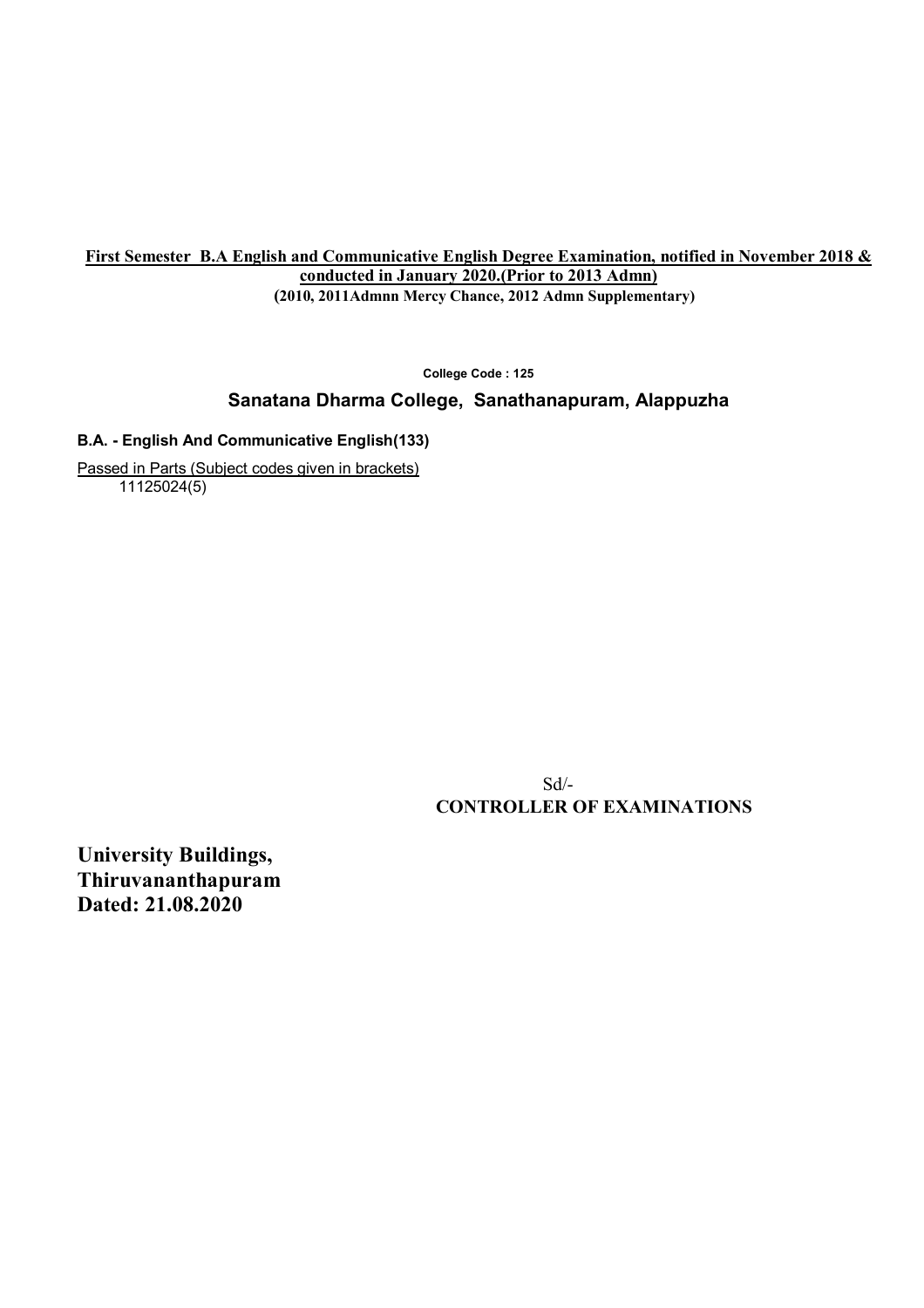**First Semester B.A English and Communicative English Degree Examination, notified in November 2018 & conducted in January 2020.(Prior to 2013 Admn)**
**(2010, 2011Admnn Mercy Chance, 2012 Admn Supplementary)**

**College Code : 125**

## Sanatana Dharma College, Sanathanapuram, Alappuzha

**B.A. - English And Communicative English(133)**

Passed in Parts (Subject codes given in brackets)

11125024(5)

Sd/-
**CONTROLLER OF EXAMINATIONS**

**University Buildings,**
**Thiruvananthapuram**
**Dated: 21.08.2020**